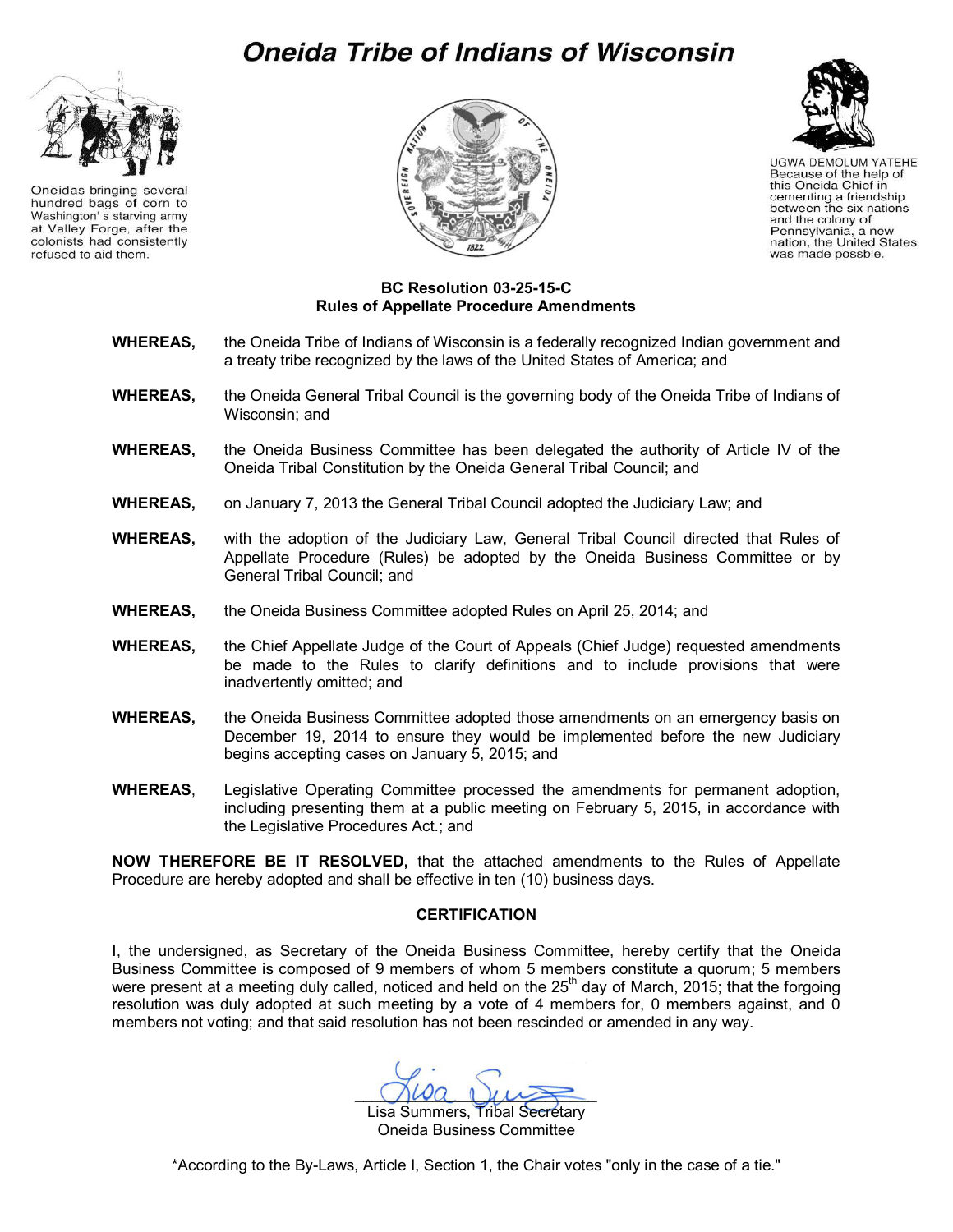# Oneida Tribe of Indians of Wisconsin

Oneidas bringing several hundred bags of corn to Washington' s starving army at Valley Forge, after the colonists had consistently refused to aid them.

UGWA DEMOLUM YATEHE
Because of the help of this Oneida Chief in cementing a friendship between the six nations and the colony of Pennsylvania, a new nation, the United States was made possble.

**BC Resolution 03-25-15-C**
**Rules of Appellate Procedure Amendments**

**WHEREAS,** the Oneida Tribe of Indians of Wisconsin is a federally recognized Indian government and a treaty tribe recognized by the laws of the United States of America; and

**WHEREAS,** the Oneida General Tribal Council is the governing body of the Oneida Tribe of Indians of Wisconsin; and

**WHEREAS,** the Oneida Business Committee has been delegated the authority of Article IV of the Oneida Tribal Constitution by the Oneida General Tribal Council; and

**WHEREAS,** on January 7, 2013 the General Tribal Council adopted the Judiciary Law; and

**WHEREAS,** with the adoption of the Judiciary Law, General Tribal Council directed that Rules of Appellate Procedure (Rules) be adopted by the Oneida Business Committee or by General Tribal Council; and

**WHEREAS,** the Oneida Business Committee adopted Rules on April 25, 2014; and

**WHEREAS,** the Chief Appellate Judge of the Court of Appeals (Chief Judge) requested amendments be made to the Rules to clarify definitions and to include provisions that were inadvertently omitted; and

**WHEREAS,** the Oneida Business Committee adopted those amendments on an emergency basis on December 19, 2014 to ensure they would be implemented before the new Judiciary begins accepting cases on January 5, 2015; and

**WHEREAS**, Legislative Operating Committee processed the amendments for permanent adoption, including presenting them at a public meeting on February 5, 2015, in accordance with the Legislative Procedures Act.; and

**NOW THEREFORE BE IT RESOLVED,** that the attached amendments to the Rules of Appellate Procedure are hereby adopted and shall be effective in ten (10) business days.

**CERTIFICATION**

I, the undersigned, as Secretary of the Oneida Business Committee, hereby certify that the Oneida Business Committee is composed of 9 members of whom 5 members constitute a quorum; 5 members were present at a meeting duly called, noticed and held on the 25th day of March, 2015; that the forgoing resolution was duly adopted at such meeting by a vote of 4 members for, 0 members against, and 0 members not voting; and that said resolution has not been rescinded or amended in any way.

Lisa Summers, Tribal Secretary
Oneida Business Committee

*According to the By-Laws, Article I, Section 1, the Chair votes "only in the case of a tie."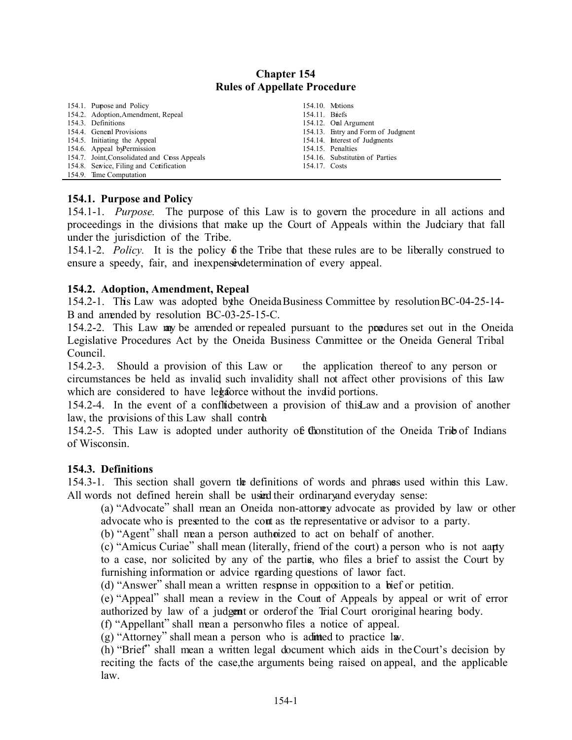# Chapter 154
# Rules of Appellate Procedure

| | |
|---|---|
| 154.1. Purpose and Policy | 154.10. Motions |
| 154.2. Adoption, Amendment, Repeal | 154.11. Briefs |
| 154.3. Definitions | 154.12. Oral Argument |
| 154.4. General Provisions | 154.13. Entry and Form of Judgment |
| 154.5. Initiating the Appeal | 154.14. Interest of Judgments |
| 154.6. Appeal by Permission | 154.15. Penalties |
| 154.7. Joint, Consolidated and Cross Appeals | 154.16. Substitution of Parties |
| 154.8. Service, Filing and Certification | 154.17. Costs |
| 154.9. Time Computation | |

### 154.1. Purpose and Policy

154.1-1. *Purpose.* The purpose of this Law is to govern the procedure in all actions and proceedings in the divisions that make up the Court of Appeals within the Judiciary that fall under the jurisdiction of the Tribe.

154.1-2. *Policy.* It is the policy of the Tribe that these rules are to be liberally construed to ensure a speedy, fair, and inexpensive determination of every appeal.

### 154.2. Adoption, Amendment, Repeal

154.2-1. This Law was adopted by the Oneida Business Committee by resolution BC-04-25-14-B and amended by resolution BC-03-25-15-C.

154.2-2. This Law may be amended or repealed pursuant to the procedures set out in the Oneida Legislative Procedures Act by the Oneida Business Committee or the Oneida General Tribal Council.

154.2-3. Should a provision of this Law or the application thereof to any person or circumstances be held as invalid, such invalidity shall not affect other provisions of this Law which are considered to have legal force without the invalid portions.

154.2-4. In the event of a conflict between a provision of this Law and a provision of another law, the provisions of this Law shall control.

154.2-5. This Law is adopted under authority of the Constitution of the Oneida Tribe of Indians of Wisconsin.

### 154.3. Definitions

154.3-1. This section shall govern the definitions of words and phrases used within this Law. All words not defined herein shall be used in their ordinary and everyday sense:

(a) "Advocate" shall mean an Oneida non-attorney advocate as provided by law or other advocate who is presented to the court as the representative or advisor to a party.

(b) "Agent" shall mean a person authorized to act on behalf of another.

(c) "Amicus Curiae" shall mean (literally, friend of the court) a person who is not a party to a case, nor solicited by any of the parties, who files a brief to assist the Court by furnishing information or advice regarding questions of law or fact.

(d) "Answer" shall mean a written response in opposition to a brief or petition.

(e) "Appeal" shall mean a review in the Court of Appeals by appeal or writ of error authorized by law of a judgment or order of the Trial Court or original hearing body.

(f) "Appellant" shall mean a person who files a notice of appeal.

(g) "Attorney" shall mean a person who is admitted to practice law.

(h) "Brief" shall mean a written legal document which aids in the Court's decision by reciting the facts of the case, the arguments being raised on appeal, and the applicable law.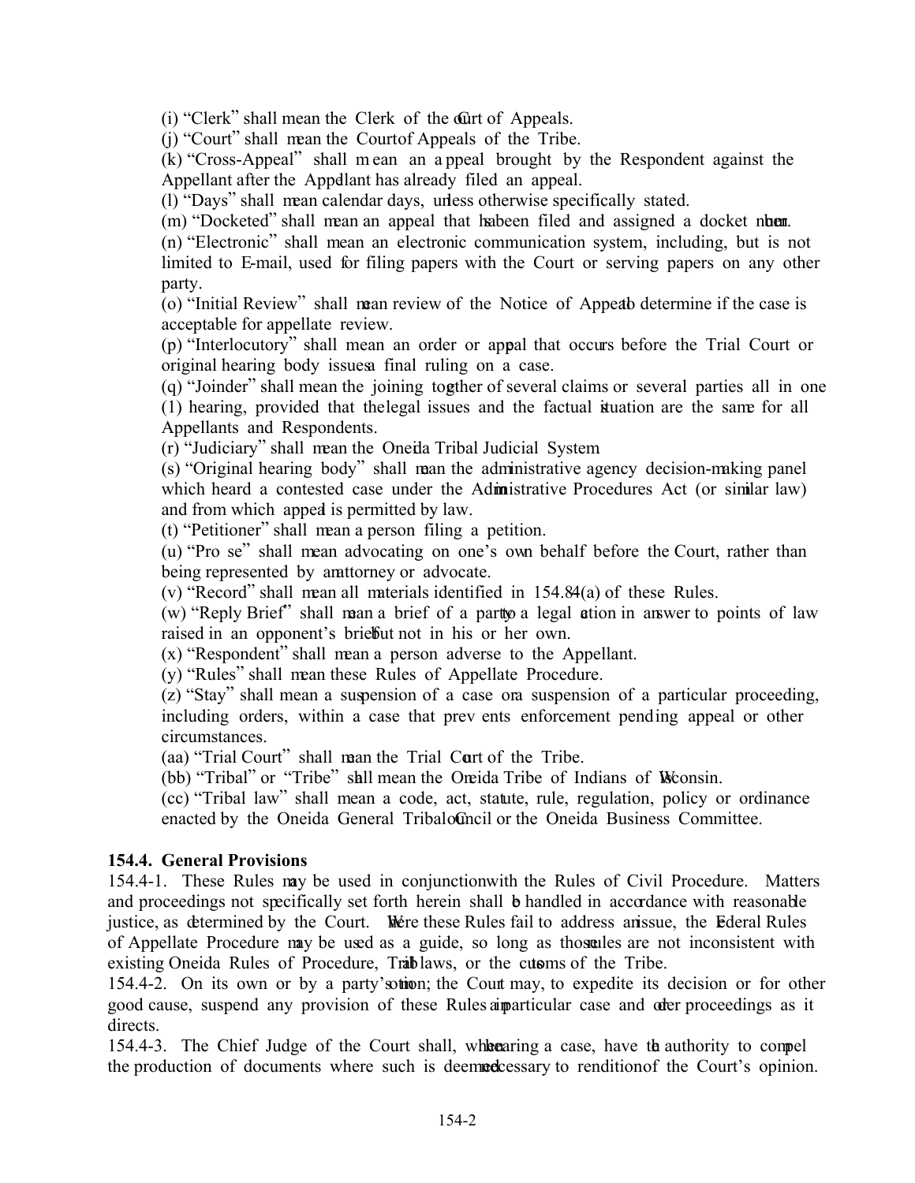(i) "Clerk" shall mean the Clerk of the Court of Appeals.

(j) "Court" shall mean the Court of Appeals of the Tribe.

(k) "Cross-Appeal" shall mean an appeal brought by the Respondent against the Appellant after the Appellant has already filed an appeal.

(l) "Days" shall mean calendar days, unless otherwise specifically stated.

(m) "Docketed" shall mean an appeal that has been filed and assigned a docket number.

(n) "Electronic" shall mean an electronic communication system, including, but is not limited to E-mail, used for filing papers with the Court or serving papers on any other party.

(o) "Initial Review" shall mean review of the Notice of Appeal to determine if the case is acceptable for appellate review.

(p) "Interlocutory" shall mean an order or appeal that occurs before the Trial Court or original hearing body issues a final ruling on a case.

(q) "Joinder" shall mean the joining together of several claims or several parties all in one (1) hearing, provided that the legal issues and the factual situation are the same for all Appellants and Respondents.

(r) "Judiciary" shall mean the Oneida Tribal Judicial System

(s) "Original hearing body" shall mean the administrative agency decision-making panel which heard a contested case under the Administrative Procedures Act (or similar law) and from which appeal is permitted by law.

(t) "Petitioner" shall mean a person filing a petition.

(u) "Pro se" shall mean advocating on one's own behalf before the Court, rather than being represented by an attorney or advocate.

(v) "Record" shall mean all materials identified in 154.8-4(a) of these Rules.

(w) "Reply Brief" shall mean a brief of a party to a legal action in answer to points of law raised in an opponent's brief but not in his or her own.

(x) "Respondent" shall mean a person adverse to the Appellant.

(y) "Rules" shall mean these Rules of Appellate Procedure.

(z) "Stay" shall mean a suspension of a case or a suspension of a particular proceeding, including orders, within a case that prevents enforcement pending appeal or other circumstances.

(aa) "Trial Court" shall mean the Trial Court of the Tribe.

(bb) "Tribal" or "Tribe" shall mean the Oneida Tribe of Indians of Wisconsin.

(cc) "Tribal law" shall mean a code, act, statute, rule, regulation, policy or ordinance enacted by the Oneida General Tribal Council or the Oneida Business Committee.

**154.4. General Provisions**

154.4-1. These Rules may be used in conjunction with the Rules of Civil Procedure. Matters and proceedings not specifically set forth herein shall be handled in accordance with reasonable justice, as determined by the Court. Where these Rules fail to address an issue, the Federal Rules of Appellate Procedure may be used as a guide, so long as those rules are not inconsistent with existing Oneida Rules of Procedure, Tribal laws, or the customs of the Tribe.

154.4-2. On its own or by a party's motion; the Court may, to expedite its decision or for other good cause, suspend any provision of these Rules in a particular case and order proceedings as it directs.

154.4-3. The Chief Judge of the Court shall, when hearing a case, have the authority to compel the production of documents where such is deemed necessary to rendition of the Court's opinion.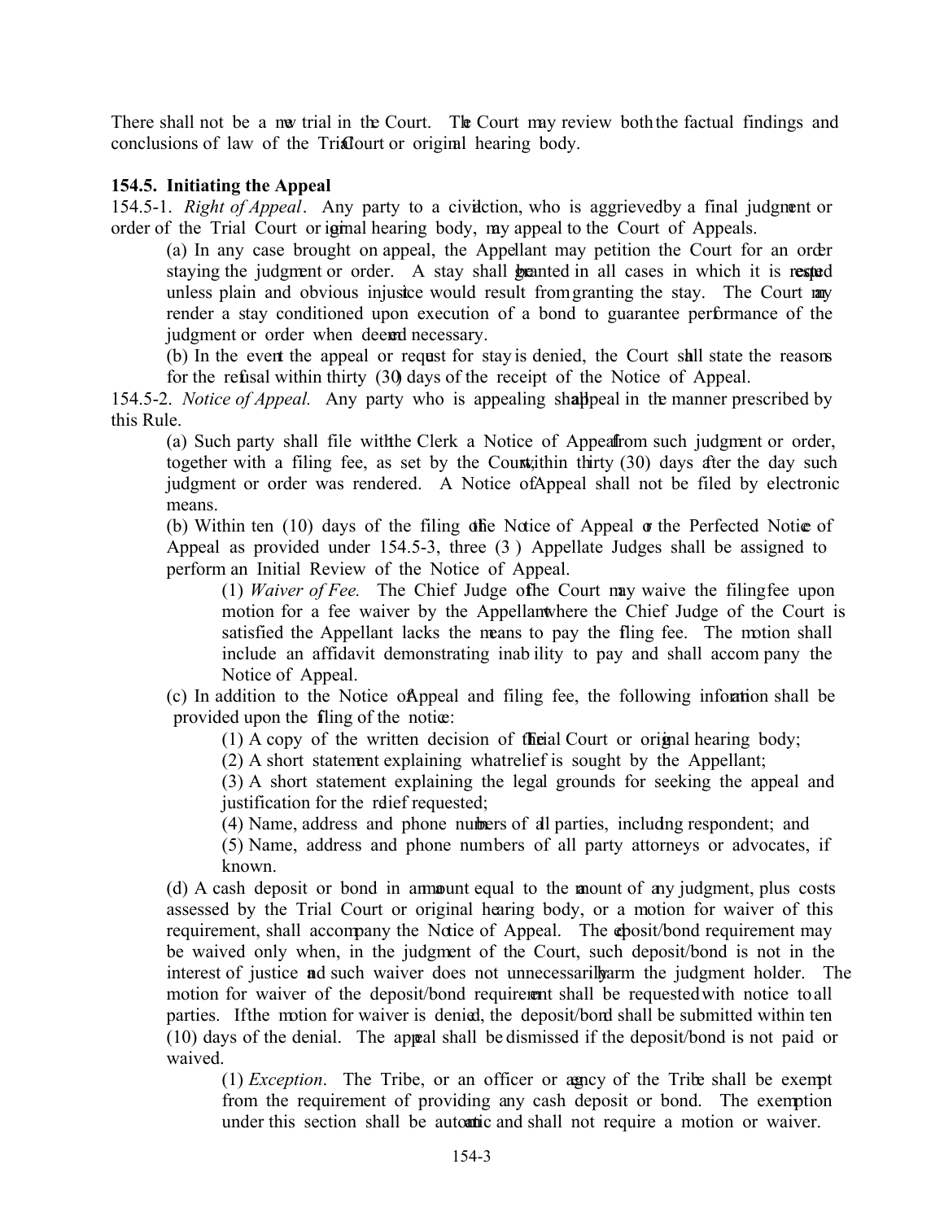There shall not be a new trial in the Court. The Court may review both the factual findings and conclusions of law of the Trial Court or original hearing body.

**154.5. Initiating the Appeal**

154.5-1. *Right of Appeal*. Any party to a civil action, who is aggrieved by a final judgment or order of the Trial Court or original hearing body, may appeal to the Court of Appeals.

(a) In any case brought on appeal, the Appellant may petition the Court for an order staying the judgment or order. A stay shall be granted in all cases in which it is requested unless plain and obvious injustice would result from granting the stay. The Court may render a stay conditioned upon execution of a bond to guarantee performance of the judgment or order when deemed necessary.

(b) In the event the appeal or request for stay is denied, the Court shall state the reasons for the refusal within thirty (30) days of the receipt of the Notice of Appeal.

154.5-2. *Notice of Appeal.* Any party who is appealing shall appeal in the manner prescribed by this Rule.

(a) Such party shall file with the Clerk a Notice of Appeal from such judgment or order, together with a filing fee, as set by the Court, within thirty (30) days after the day such judgment or order was rendered. A Notice of Appeal shall not be filed by electronic means.

(b) Within ten (10) days of the filing of the Notice of Appeal or the Perfected Notice of Appeal as provided under 154.5-3, three (3) Appellate Judges shall be assigned to perform an Initial Review of the Notice of Appeal.

(1) *Waiver of Fee.* The Chief Judge of the Court may waive the filing fee upon motion for a fee waiver by the Appellant where the Chief Judge of the Court is satisfied the Appellant lacks the means to pay the filing fee. The motion shall include an affidavit demonstrating inability to pay and shall accompany the Notice of Appeal.

(c) In addition to the Notice of Appeal and filing fee, the following information shall be provided upon the filing of the notice:

(1) A copy of the written decision of the Trial Court or original hearing body;

(2) A short statement explaining what relief is sought by the Appellant;

(3) A short statement explaining the legal grounds for seeking the appeal and justification for the relief requested;

(4) Name, address and phone numbers of all parties, including respondent; and

(5) Name, address and phone numbers of all party attorneys or advocates, if known.

(d) A cash deposit or bond in an amount equal to the amount of any judgment, plus costs assessed by the Trial Court or original hearing body, or a motion for waiver of this requirement, shall accompany the Notice of Appeal. The deposit/bond requirement may be waived only when, in the judgment of the Court, such deposit/bond is not in the interest of justice and such waiver does not unnecessarily harm the judgment holder. The motion for waiver of the deposit/bond requirement shall be requested with notice to all parties. If the motion for waiver is denied, the deposit/bond shall be submitted within ten (10) days of the denial. The appeal shall be dismissed if the deposit/bond is not paid or waived.

(1) *Exception*. The Tribe, or an officer or agency of the Tribe shall be exempt from the requirement of providing any cash deposit or bond. The exemption under this section shall be automatic and shall not require a motion or waiver.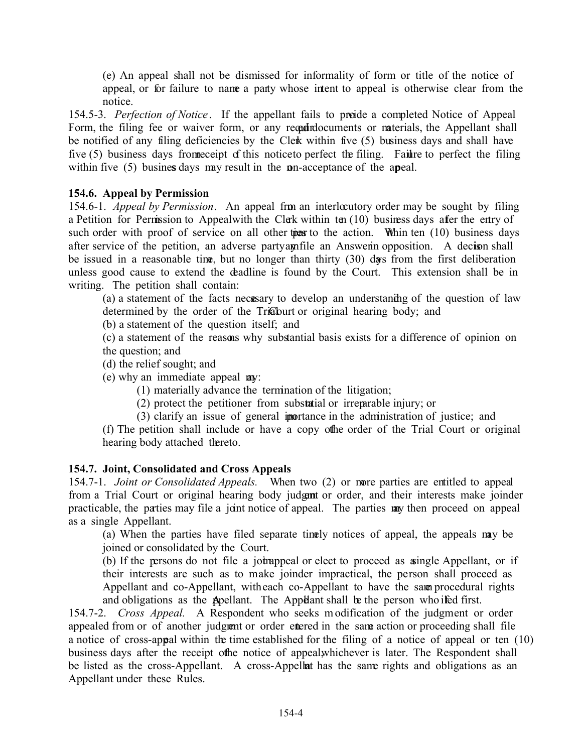(e) An appeal shall not be dismissed for informality of form or title of the notice of appeal, or for failure to name a party whose intent to appeal is otherwise clear from the notice.

154.5-3. *Perfection of Notice*. If the appellant fails to provide a completed Notice of Appeal Form, the filing fee or waiver form, or any required documents or materials, the Appellant shall be notified of any filing deficiencies by the Clerk within five (5) business days and shall have five (5) business days from receipt of this notice to perfect the filing. Failure to perfect the filing within five (5) business days may result in the non-acceptance of the appeal.

**154.6. Appeal by Permission**

154.6-1. *Appeal by Permission*. An appeal from an interlocutory order may be sought by filing a Petition for Permission to Appeal with the Clerk within ten (10) business days after the entry of such order with proof of service on all other parties to the action. Within ten (10) business days after service of the petition, an adverse party may file an Answer in opposition. A decision shall be issued in a reasonable time, but no longer than thirty (30) days from the first deliberation unless good cause to extend the deadline is found by the Court. This extension shall be in writing. The petition shall contain:

(a) a statement of the facts necessary to develop an understanding of the question of law determined by the order of the Trial Court or original hearing body; and

(b) a statement of the question itself; and

(c) a statement of the reasons why substantial basis exists for a difference of opinion on the question; and

(d) the relief sought; and

(e) why an immediate appeal may:

(1) materially advance the termination of the litigation;

(2) protect the petitioner from substantial or irreparable injury; or

(3) clarify an issue of general importance in the administration of justice; and

(f) The petition shall include or have a copy of the order of the Trial Court or original hearing body attached thereto.

**154.7. Joint, Consolidated and Cross Appeals**

154.7-1. *Joint or Consolidated Appeals.* When two (2) or more parties are entitled to appeal from a Trial Court or original hearing body judgment or order, and their interests make joinder practicable, the parties may file a joint notice of appeal. The parties may then proceed on appeal as a single Appellant.

(a) When the parties have filed separate timely notices of appeal, the appeals may be joined or consolidated by the Court.

(b) If the persons do not file a joint appeal or elect to proceed as a single Appellant, or if their interests are such as to make joinder impractical, the person shall proceed as Appellant and co-Appellant, with each co-Appellant to have the same procedural rights and obligations as the Appellant. The Appellant shall be the person who filed first.

154.7-2. *Cross Appeal.* A Respondent who seeks modification of the judgment or order appealed from or of another judgment or order entered in the same action or proceeding shall file a notice of cross-appeal within the time established for the filing of a notice of appeal or ten (10) business days after the receipt of the notice of appeal, whichever is later. The Respondent shall be listed as the cross-Appellant. A cross-Appellant has the same rights and obligations as an Appellant under these Rules.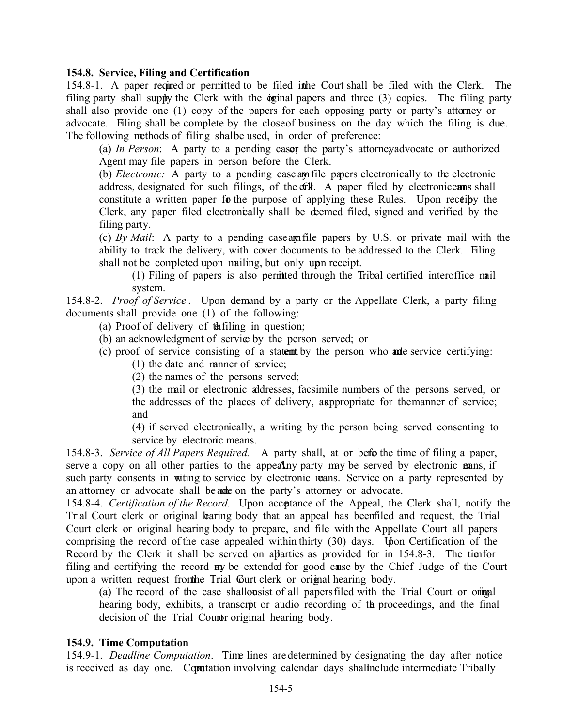**154.8. Service, Filing and Certification**

154.8-1. A paper required or permitted to be filed in the Court shall be filed with the Clerk. The filing party shall supply the Clerk with the original papers and three (3) copies. The filing party shall also provide one (1) copy of the papers for each opposing party or party's attorney or advocate. Filing shall be complete by the close of business on the day which the filing is due. The following methods of filing shall be used, in order of preference:

(a) *In Person*: A party to a pending case or the party's attorney, advocate or authorized Agent may file papers in person before the Clerk.

(b) *Electronic:* A party to a pending case may file papers electronically to the electronic address, designated for such filings, of the Clerk. A paper filed by electronic means shall constitute a written paper for the purpose of applying these Rules. Upon receipt by the Clerk, any paper filed electronically shall be deemed filed, signed and verified by the filing party.

(c) *By Mail*: A party to a pending case may file papers by U.S. or private mail with the ability to track the delivery, with cover documents to be addressed to the Clerk. Filing shall not be completed upon mailing, but only upon receipt.

(1) Filing of papers is also permitted through the Tribal certified interoffice mail system.

154.8-2. *Proof of Service*. Upon demand by a party or the Appellate Clerk, a party filing documents shall provide one (1) of the following:

(a) Proof of delivery of the filing in question;

(b) an acknowledgment of service by the person served; or

(c) proof of service consisting of a statement by the person who made service certifying:

(1) the date and manner of service;

(2) the names of the persons served;

(3) the mail or electronic addresses, facsimile numbers of the persons served, or the addresses of the places of delivery, as appropriate for the manner of service; and

(4) if served electronically, a writing by the person being served consenting to service by electronic means.

154.8-3. *Service of All Papers Required.* A party shall, at or before the time of filing a paper, serve a copy on all other parties to the appeal. Any party may be served by electronic means, if such party consents in writing to service by electronic means. Service on a party represented by an attorney or advocate shall be made on the party's attorney or advocate.

154.8-4. *Certification of the Record.* Upon acceptance of the Appeal, the Clerk shall, notify the Trial Court clerk or original hearing body that an appeal has been filed and request, the Trial Court clerk or original hearing body to prepare, and file with the Appellate Court all papers comprising the record of the case appealed within thirty (30) days. Upon Certification of the Record by the Clerk it shall be served on all parties as provided for in 154.8-3. The time for filing and certifying the record may be extended for good cause by the Chief Judge of the Court upon a written request from the Trial Court clerk or original hearing body.

(a) The record of the case shall consist of all papers filed with the Trial Court or original hearing body, exhibits, a transcript or audio recording of the proceedings, and the final decision of the Trial Court or original hearing body.

**154.9. Time Computation**

154.9-1. *Deadline Computation*. Time lines are determined by designating the day after notice is received as day one. Computation involving calendar days shall include intermediate Tribally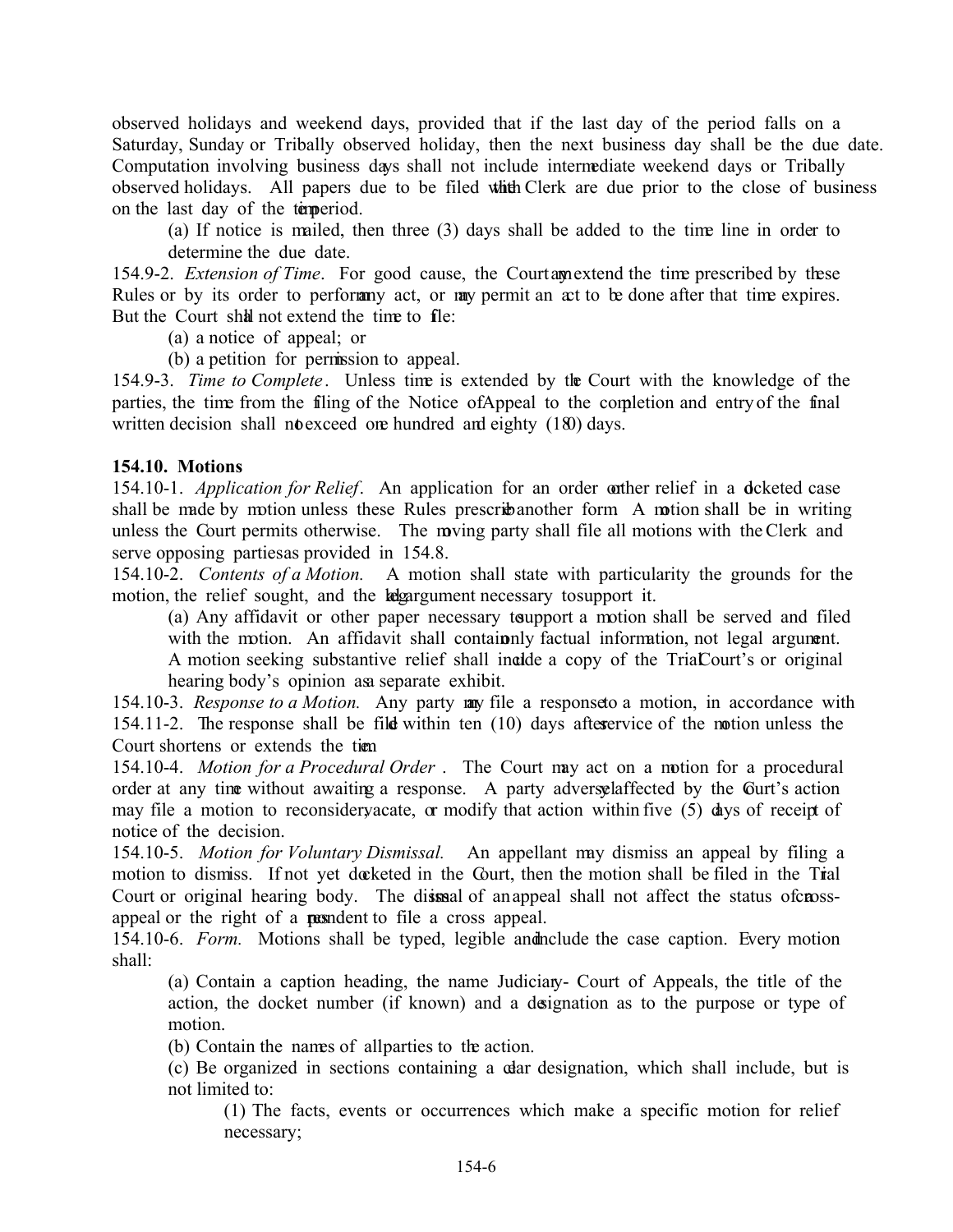observed holidays and weekend days, provided that if the last day of the period falls on a Saturday, Sunday or Tribally observed holiday, then the next business day shall be the due date. Computation involving business days shall not include intermediate weekend days or Tribally observed holidays. All papers due to be filed with the Clerk are due prior to the close of business on the last day of the time period.

(a) If notice is mailed, then three (3) days shall be added to the time line in order to determine the due date.

154.9-2. *Extension of Time*. For good cause, the Court may extend the time prescribed by these Rules or by its order to perform any act, or may permit an act to be done after that time expires. But the Court shall not extend the time to file:

(a) a notice of appeal; or

(b) a petition for permission to appeal.

154.9-3. *Time to Complete*. Unless time is extended by the Court with the knowledge of the parties, the time from the filing of the Notice of Appeal to the completion and entry of the final written decision shall not exceed one hundred and eighty (180) days.

**154.10. Motions**

154.10-1. *Application for Relief*. An application for an order or other relief in a docketed case shall be made by motion unless these Rules prescribe another form. A motion shall be in writing unless the Court permits otherwise. The moving party shall file all motions with the Clerk and serve opposing parties as provided in 154.8.

154.10-2. *Contents of a Motion.* A motion shall state with particularity the grounds for the motion, the relief sought, and the legal argument necessary to support it.

(a) Any affidavit or other paper necessary to support a motion shall be served and filed with the motion. An affidavit shall contain only factual information, not legal argument. A motion seeking substantive relief shall include a copy of the Trial Court's or original hearing body's opinion as a separate exhibit.

154.10-3. *Response to a Motion.* Any party may file a response to a motion, in accordance with 154.11-2. The response shall be filed within ten (10) days after service of the motion unless the Court shortens or extends the time.

154.10-4. *Motion for a Procedural Order*. The Court may act on a motion for a procedural order at any time without awaiting a response. A party adversely affected by the Court's action may file a motion to reconsider, vacate, or modify that action within five (5) days of receipt of notice of the decision.

154.10-5. *Motion for Voluntary Dismissal.* An appellant may dismiss an appeal by filing a motion to dismiss. If not yet docketed in the Court, then the motion shall be filed in the Trial Court or original hearing body. The dismissal of an appeal shall not affect the status of a cross-appeal or the right of a respondent to file a cross appeal.

154.10-6. *Form.* Motions shall be typed, legible and include the case caption. Every motion shall:

(a) Contain a caption heading, the name Judiciary- Court of Appeals, the title of the action, the docket number (if known) and a designation as to the purpose or type of motion.

(b) Contain the names of all parties to the action.

(c) Be organized in sections containing a clear designation, which shall include, but is not limited to:

(1) The facts, events or occurrences which make a specific motion for relief necessary;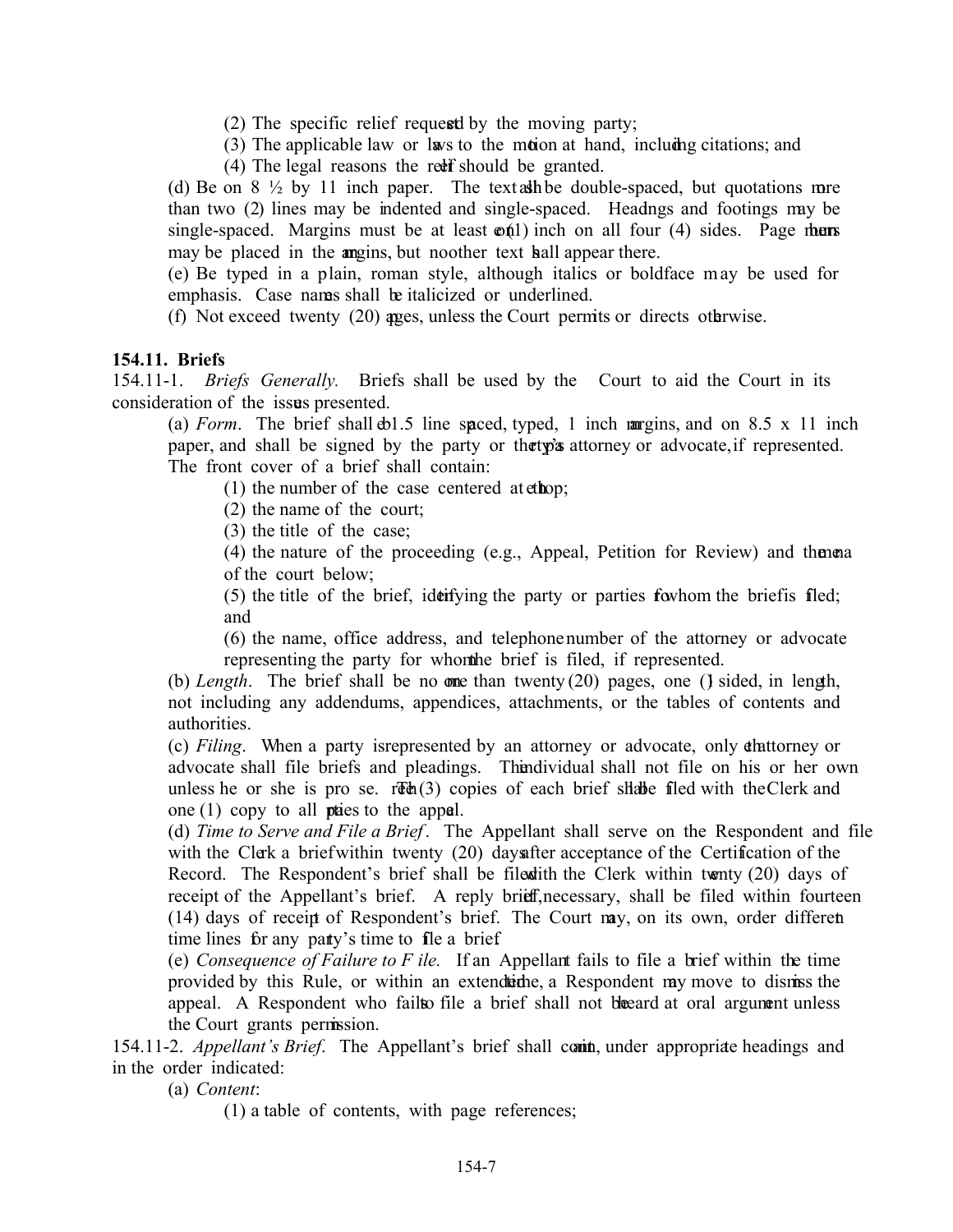(2) The specific relief requested by the moving party;

(3) The applicable law or laws to the motion at hand, including citations; and

(4) The legal reasons the relief should be granted.

(d) Be on 8 ½ by 11 inch paper. The text shall be double-spaced, but quotations more than two (2) lines may be indented and single-spaced. Headings and footings may be single-spaced. Margins must be at least one (1) inch on all four (4) sides. Page numbers may be placed in the margins, but no other text shall appear there.

(e) Be typed in a plain, roman style, although italics or boldface may be used for emphasis. Case names shall be italicized or underlined.

(f) Not exceed twenty (20) pages, unless the Court permits or directs otherwise.

**154.11. Briefs**

154.11-1. *Briefs Generally.* Briefs shall be used by the Court to aid the Court in its consideration of the issues presented.

(a) *Form*. The brief shall be 1.5 line spaced, typed, 1 inch margins, and on 8.5 x 11 inch paper, and shall be signed by the party or the party's attorney or advocate, if represented. The front cover of a brief shall contain:

(1) the number of the case centered at the top;

(2) the name of the court;

(3) the title of the case;

(4) the nature of the proceeding (e.g., Appeal, Petition for Review) and the name of the court below;

(5) the title of the brief, identifying the party or parties for whom the brief is filed; and

(6) the name, office address, and telephone number of the attorney or advocate representing the party for whom the brief is filed, if represented.

(b) *Length*. The brief shall be no more than twenty (20) pages, one (1) sided, in length, not including any addendums, appendices, attachments, or the tables of contents and authorities.

(c) *Filing*. When a party is represented by an attorney or advocate, only the attorney or advocate shall file briefs and pleadings. The individual shall not file on his or her own unless he or she is pro se. Three (3) copies of each brief shall be filed with the Clerk and one (1) copy to all parties to the appeal.

(d) *Time to Serve and File a Brief*. The Appellant shall serve on the Respondent and file with the Clerk a brief within twenty (20) days after acceptance of the Certification of the Record. The Respondent's brief shall be filed with the Clerk within twenty (20) days of receipt of the Appellant's brief. A reply brief, if necessary, shall be filed within fourteen (14) days of receipt of Respondent's brief. The Court may, on its own, order different time lines for any party's time to file a brief

(e) *Consequence of Failure to File.* If an Appellant fails to file a brief within the time provided by this Rule, or within an extended time, a Respondent may move to dismiss the appeal. A Respondent who fails to file a brief shall not be heard at oral argument unless the Court grants permission.

154.11-2. *Appellant's Brief*. The Appellant's brief shall contain, under appropriate headings and in the order indicated:

(a) *Content*:

(1) a table of contents, with page references;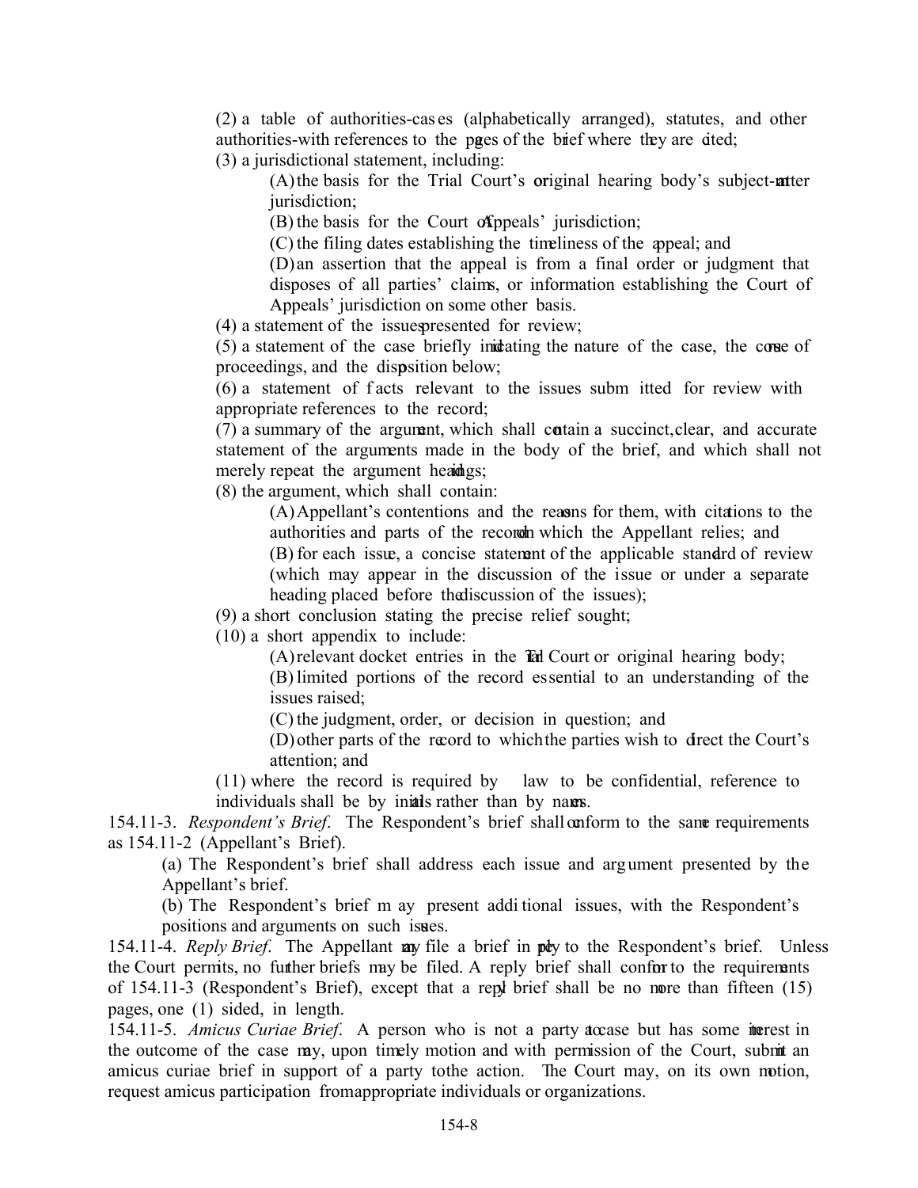(2) a table of authorities-cases (alphabetically arranged), statutes, and other authorities-with references to the pages of the brief where they are cited;

(3) a jurisdictional statement, including:

(A) the basis for the Trial Court's or original hearing body's subject-matter jurisdiction;

(B) the basis for the Court of Appeals' jurisdiction;

(C) the filing dates establishing the timeliness of the appeal; and

(D) an assertion that the appeal is from a final order or judgment that disposes of all parties' claims, or information establishing the Court of Appeals' jurisdiction on some other basis.

(4) a statement of the issues presented for review;

(5) a statement of the case briefly indicating the nature of the case, the course of proceedings, and the disposition below;

(6) a statement of facts relevant to the issues submitted for review with appropriate references to the record;

(7) a summary of the argument, which shall contain a succinct, clear, and accurate statement of the arguments made in the body of the brief, and which shall not merely repeat the argument headings;

(8) the argument, which shall contain:

(A) Appellant's contentions and the reasons for them, with citations to the authorities and parts of the record on which the Appellant relies; and

(B) for each issue, a concise statement of the applicable standard of review (which may appear in the discussion of the issue or under a separate heading placed before the discussion of the issues);

(9) a short conclusion stating the precise relief sought;

(10) a short appendix to include:

(A) relevant docket entries in the Trial Court or original hearing body;

(B) limited portions of the record essential to an understanding of the issues raised;

(C) the judgment, order, or decision in question; and

(D) other parts of the record to which the parties wish to direct the Court's attention; and

(11) where the record is required by law to be confidential, reference to individuals shall be by initials rather than by names.

154.11-3. *Respondent's Brief*. The Respondent's brief shall conform to the same requirements as 154.11-2 (Appellant's Brief).

(a) The Respondent's brief shall address each issue and argument presented by the Appellant's brief.

(b) The Respondent's brief may present additional issues, with the Respondent's positions and arguments on such issues.

154.11-4. *Reply Brief*. The Appellant may file a brief in reply to the Respondent's brief. Unless the Court permits, no further briefs may be filed. A reply brief shall conform to the requirements of 154.11-3 (Respondent's Brief), except that a reply brief shall be no more than fifteen (15) pages, one (1) sided, in length.

154.11-5. *Amicus Curiae Brief*. A person who is not a party to a case but has some interest in the outcome of the case may, upon timely motion and with permission of the Court, submit an amicus curiae brief in support of a party to the action. The Court may, on its own motion, request amicus participation from appropriate individuals or organizations.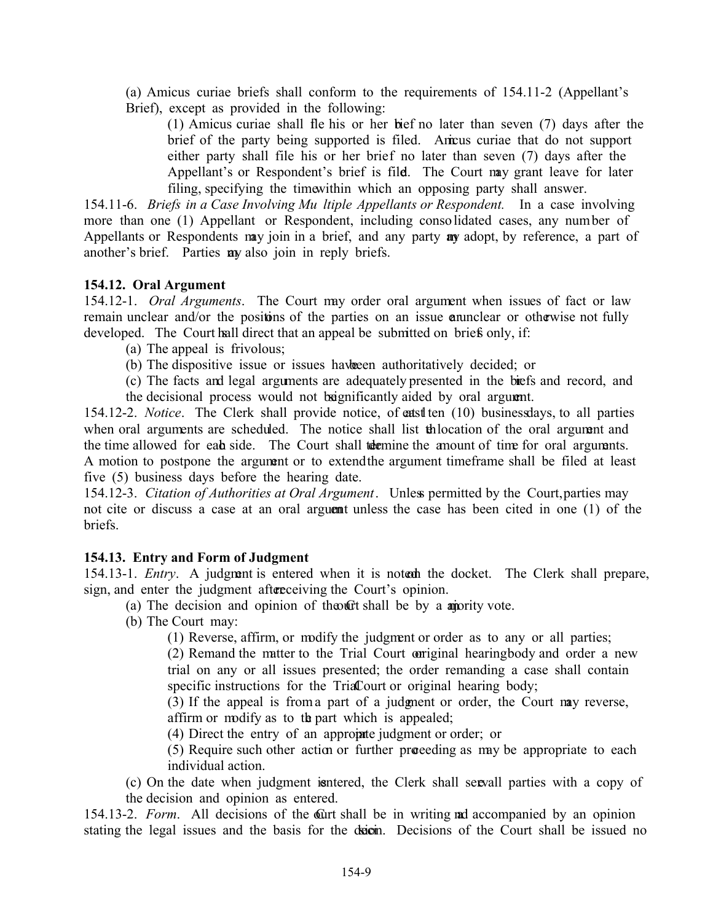(a) Amicus curiae briefs shall conform to the requirements of 154.11-2 (Appellant's Brief), except as provided in the following:

(1) Amicus curiae shall file his or her brief no later than seven (7) days after the brief of the party being supported is filed. Amicus curiae that do not support either party shall file his or her brief no later than seven (7) days after the Appellant's or Respondent's brief is filed. The Court may grant leave for later filing, specifying the time within which an opposing party shall answer.

154.11-6. *Briefs in a Case Involving Multiple Appellants or Respondent.* In a case involving more than one (1) Appellant or Respondent, including consolidated cases, any number of Appellants or Respondents may join in a brief, and any party may adopt, by reference, a part of another's brief. Parties may also join in reply briefs.

**154.12. Oral Argument**

154.12-1. *Oral Arguments*. The Court may order oral argument when issues of fact or law remain unclear and/or the positions of the parties on an issue are unclear or otherwise not fully developed. The Court shall direct that an appeal be submitted on briefs only, if:

(a) The appeal is frivolous;

(b) The dispositive issue or issues have been authoritatively decided; or

(c) The facts and legal arguments are adequately presented in the briefs and record, and the decisional process would not be significantly aided by oral argument.

154.12-2. *Notice*. The Clerk shall provide notice, of at least ten (10) business days, to all parties when oral arguments are scheduled. The notice shall list the location of the oral argument and the time allowed for each side. The Court shall determine the amount of time for oral arguments. A motion to postpone the argument or to extend the argument timeframe shall be filed at least five (5) business days before the hearing date.

154.12-3. *Citation of Authorities at Oral Argument*. Unless permitted by the Court, parties may not cite or discuss a case at an oral argument unless the case has been cited in one (1) of the briefs.

**154.13. Entry and Form of Judgment**

154.13-1. *Entry*. A judgment is entered when it is noted on the docket. The Clerk shall prepare, sign, and enter the judgment after receiving the Court's opinion.

(a) The decision and opinion of the Court shall be by a majority vote.

(b) The Court may:

(1) Reverse, affirm, or modify the judgment or order as to any or all parties;

(2) Remand the matter to the Trial Court or original hearing body and order a new trial on any or all issues presented; the order remanding a case shall contain specific instructions for the Trial Court or original hearing body;

(3) If the appeal is from a part of a judgment or order, the Court may reverse, affirm or modify as to the part which is appealed;

(4) Direct the entry of an appropriate judgment or order; or

(5) Require such other action or further proceeding as may be appropriate to each individual action.

(c) On the date when judgment is entered, the Clerk shall serve all parties with a copy of the decision and opinion as entered.

154.13-2. *Form*. All decisions of the Court shall be in writing and accompanied by an opinion stating the legal issues and the basis for the decision. Decisions of the Court shall be issued no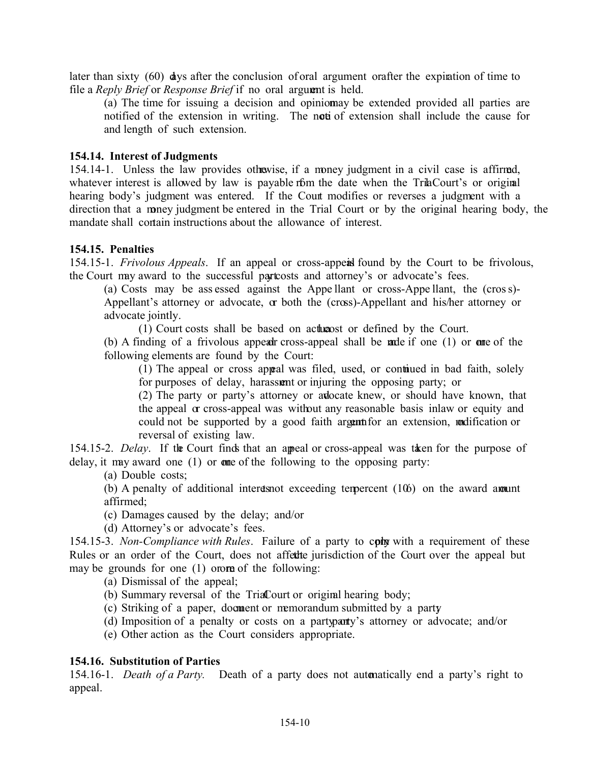later than sixty (60) days after the conclusion of oral argument or after the expiration of time to file a *Reply Brief* or *Response Brief* if no oral argument is held.

(a) The time for issuing a decision and opinion may be extended provided all parties are notified of the extension in writing. The notice of extension shall include the cause for and length of such extension.

**154.14. Interest of Judgments**

154.14-1. Unless the law provides otherwise, if a money judgment in a civil case is affirmed, whatever interest is allowed by law is payable from the date when the Trial Court's or original hearing body's judgment was entered. If the Court modifies or reverses a judgment with a direction that a money judgment be entered in the Trial Court or by the original hearing body, the mandate shall contain instructions about the allowance of interest.

**154.15. Penalties**

154.15-1. *Frivolous Appeals*. If an appeal or cross-appeal is found by the Court to be frivolous, the Court may award to the successful party costs and attorney's or advocate's fees.

(a) Costs may be assessed against the Appellant or cross-Appellant, the (cross)-Appellant's attorney or advocate, or both the (cross)-Appellant and his/her attorney or advocate jointly.

(1) Court costs shall be based on actual cost or defined by the Court.

(b) A finding of a frivolous appeal or cross-appeal shall be made if one (1) or more of the following elements are found by the Court:

(1) The appeal or cross appeal was filed, used, or continued in bad faith, solely for purposes of delay, harassment or injuring the opposing party; or

(2) The party or party's attorney or advocate knew, or should have known, that the appeal or cross-appeal was without any reasonable basis in law or equity and could not be supported by a good faith argument for an extension, modification or reversal of existing law.

154.15-2. *Delay*. If the Court finds that an appeal or cross-appeal was taken for the purpose of delay, it may award one (1) or more of the following to the opposing party:

(a) Double costs;

(b) A penalty of additional interest not exceeding ten percent (10%) on the award amount affirmed;

(c) Damages caused by the delay; and/or

(d) Attorney's or advocate's fees.

154.15-3. *Non-Compliance with Rules*. Failure of a party to comply with a requirement of these Rules or an order of the Court, does not affect the jurisdiction of the Court over the appeal but may be grounds for one (1) or more of the following:

(a) Dismissal of the appeal;

(b) Summary reversal of the Trial Court or original hearing body;

(c) Striking of a paper, document or memorandum submitted by a party;

(d) Imposition of a penalty or costs on a party or party's attorney or advocate; and/or

(e) Other action as the Court considers appropriate.

**154.16. Substitution of Parties**

154.16-1. *Death of a Party.* Death of a party does not automatically end a party's right to appeal.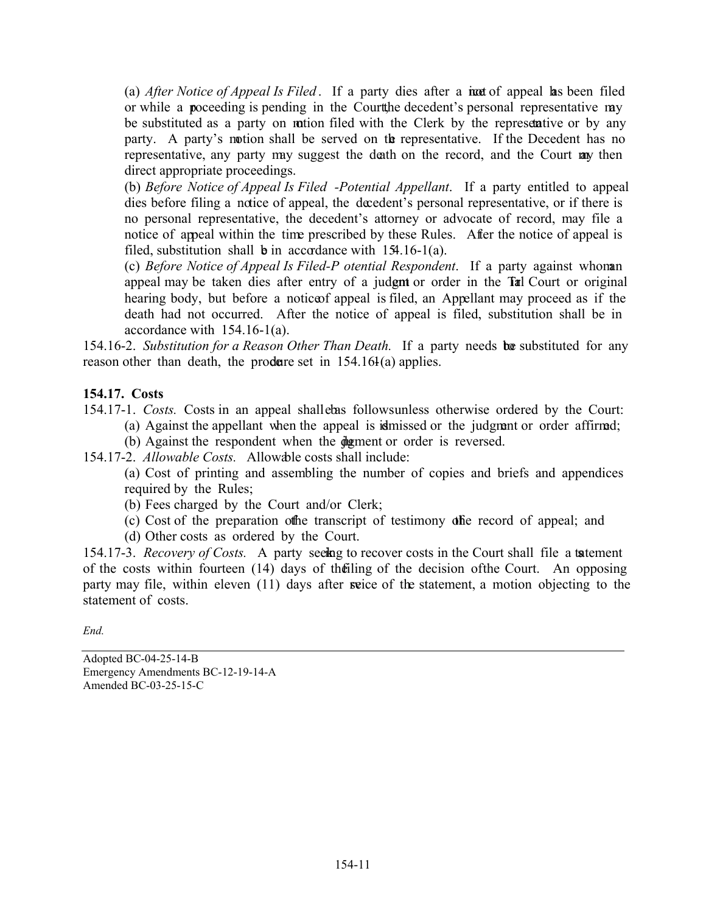(a) *After Notice of Appeal Is Filed*. If a party dies after a notice of appeal has been filed or while a proceeding is pending in the Court, the decedent's personal representative may be substituted as a party on motion filed with the Clerk by the representative or by any party. A party's motion shall be served on the representative. If the Decedent has no representative, any party may suggest the death on the record, and the Court may then direct appropriate proceedings.

(b) *Before Notice of Appeal Is Filed -Potential Appellant*. If a party entitled to appeal dies before filing a notice of appeal, the decedent's personal representative, or if there is no personal representative, the decedent's attorney or advocate of record, may file a notice of appeal within the time prescribed by these Rules. After the notice of appeal is filed, substitution shall be in accordance with 154.16-1(a).

(c) *Before Notice of Appeal Is Filed-Potential Respondent*. If a party against whom an appeal may be taken dies after entry of a judgment or order in the Trial Court or original hearing body, but before a notice of appeal is filed, an Appellant may proceed as if the death had not occurred. After the notice of appeal is filed, substitution shall be in accordance with 154.16-1(a).

154.16-2. *Substitution for a Reason Other Than Death.* If a party needs to be substituted for any reason other than death, the procedure set in 154.16-1(a) applies.

## 154.17. Costs

154.17-1. *Costs.* Costs in an appeal shall be as follows unless otherwise ordered by the Court:

(a) Against the appellant when the appeal is dismissed or the judgment or order affirmed;

(b) Against the respondent when the judgment or order is reversed.

154.17-2. *Allowable Costs.* Allowable costs shall include:

(a) Cost of printing and assembling the number of copies and briefs and appendices required by the Rules;

(b) Fees charged by the Court and/or Clerk;

(c) Cost of the preparation of the transcript of testimony of the record of appeal; and

(d) Other costs as ordered by the Court.

154.17-3. *Recovery of Costs.* A party seeking to recover costs in the Court shall file a statement of the costs within fourteen (14) days of the filing of the decision of the Court. An opposing party may file, within eleven (11) days after service of the statement, a motion objecting to the statement of costs.

*End.*

---

Adopted BC-04-25-14-B
Emergency Amendments BC-12-19-14-A
Amended BC-03-25-15-C